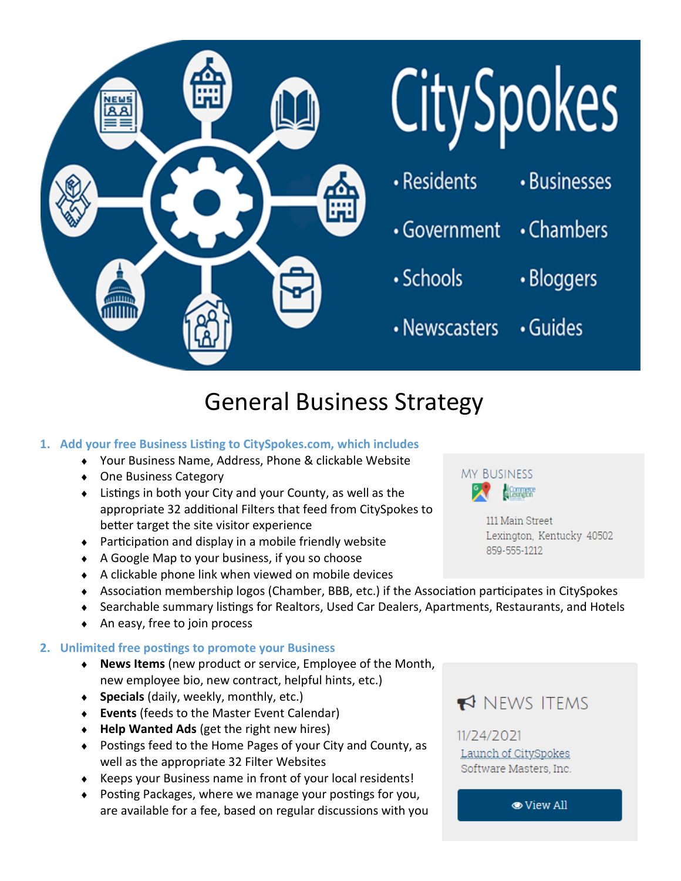# CitySpokes

- Residents
- Businesses
- Government
- Chambers
- Schools
- Bloggers
- Newscasters
- Guides

## General Business Strategy

1. **Add your free Business Listing to CitySpokes.com, which includes**
   - Your Business Name, Address, Phone & clickable Website
   - One Business Category
   - Listings in both your City and your County, as well as the appropriate 32 additional Filters that feed from CitySpokes to better target the site visitor experience
   - Participation and display in a mobile friendly website
   - A Google Map to your business, if you so choose
   - A clickable phone link when viewed on mobile devices
   - Association membership logos (Chamber, BBB, etc.) if the Association participates in CitySpokes
   - Searchable summary listings for Realtors, Used Car Dealers, Apartments, Restaurants, and Hotels
   - An easy, free to join process

MY BUSINESS

111 Main Street
Lexington, Kentucky 40502
859-555-1212

2. **Unlimited free postings to promote your Business**
   - **News Items** (new product or service, Employee of the Month, new employee bio, new contract, helpful hints, etc.)
   - **Specials** (daily, weekly, monthly, etc.)
   - **Events** (feeds to the Master Event Calendar)
   - **Help Wanted Ads** (get the right new hires)
   - Postings feed to the Home Pages of your City and County, as well as the appropriate 32 Filter Websites
   - Keeps your Business name in front of your local residents!
   - Posting Packages, where we manage your postings for you, are available for a fee, based on regular discussions with you

NEWS ITEMS

11/24/2021
Launch of CitySpokes
Software Masters, Inc.

View All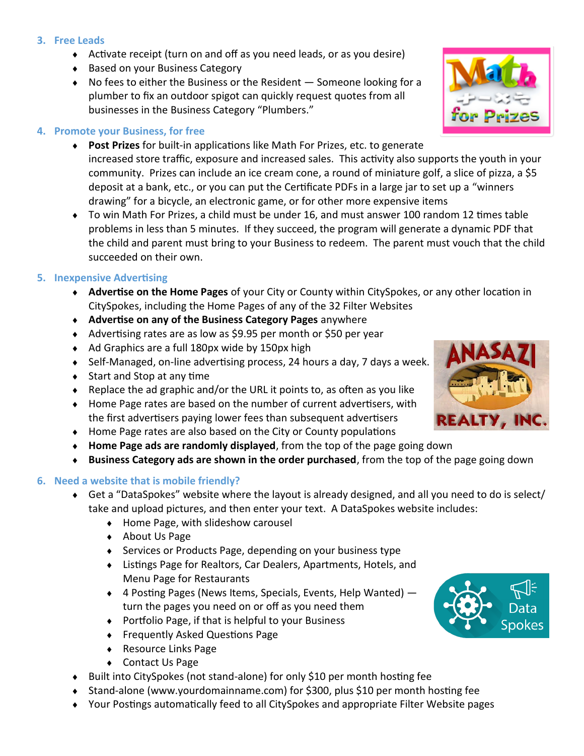3. **Free Leads**
    - Activate receipt (turn on and off as you need leads, or as you desire)
    - Based on your Business Category
    - No fees to either the Business or the Resident — Someone looking for a plumber to fix an outdoor spigot can quickly request quotes from all businesses in the Business Category "Plumbers."

4. **Promote your Business, for free**
    - **Post Prizes** for built-in applications like Math For Prizes, etc. to generate increased store traffic, exposure and increased sales. This activity also supports the youth in your community. Prizes can include an ice cream cone, a round of miniature golf, a slice of pizza, a $5 deposit at a bank, etc., or you can put the Certificate PDFs in a large jar to set up a "winners drawing" for a bicycle, an electronic game, or for other more expensive items
    - To win Math For Prizes, a child must be under 16, and must answer 100 random 12 times table problems in less than 5 minutes. If they succeed, the program will generate a dynamic PDF that the child and parent must bring to your Business to redeem. The parent must vouch that the child succeeded on their own.

5. **Inexpensive Advertising**
    - **Advertise on the Home Pages** of your City or County within CitySpokes, or any other location in CitySpokes, including the Home Pages of any of the 32 Filter Websites
    - **Advertise on any of the Business Category Pages** anywhere
    - Advertising rates are as low as $9.95 per month or $50 per year
    - Ad Graphics are a full 180px wide by 150px high
    - Self-Managed, on-line advertising process, 24 hours a day, 7 days a week.
    - Start and Stop at any time
    - Replace the ad graphic and/or the URL it points to, as often as you like
    - Home Page rates are based on the number of current advertisers, with the first advertisers paying lower fees than subsequent advertisers
    - Home Page rates are also based on the City or County populations
    - **Home Page ads are randomly displayed**, from the top of the page going down
    - **Business Category ads are shown in the order purchased**, from the top of the page going down

6. **Need a website that is mobile friendly?**
    - Get a "DataSpokes" website where the layout is already designed, and all you need to do is select/take and upload pictures, and then enter your text. A DataSpokes website includes:
        - Home Page, with slideshow carousel
        - About Us Page
        - Services or Products Page, depending on your business type
        - Listings Page for Realtors, Car Dealers, Apartments, Hotels, and Menu Page for Restaurants
        - 4 Posting Pages (News Items, Specials, Events, Help Wanted) — turn the pages you need on or off as you need them
        - Portfolio Page, if that is helpful to your Business
        - Frequently Asked Questions Page
        - Resource Links Page
        - Contact Us Page
    - Built into CitySpokes (not stand-alone) for only $10 per month hosting fee
    - Stand-alone (www.yourdomainname.com) for $300, plus $10 per month hosting fee
    - Your Postings automatically feed to all CitySpokes and appropriate Filter Website pages